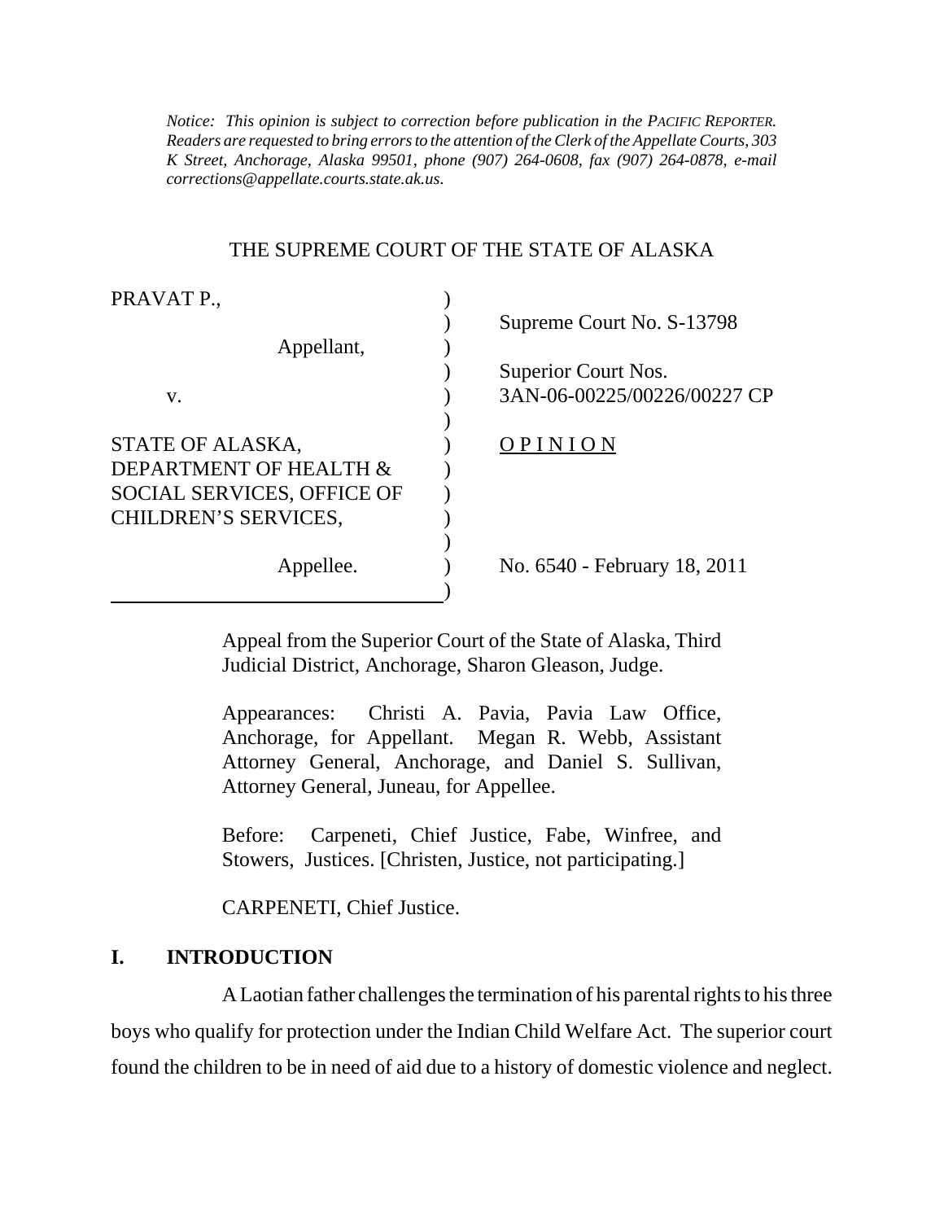*Notice: This opinion is subject to correction before publication in the PACIFIC REPORTER. Readers are requested to bring errors to the attention of the Clerk of the Appellate Courts, 303 K Street, Anchorage, Alaska 99501, phone (907) 264-0608, fax (907) 264-0878, e-mail corrections@appellate.courts.state.ak.us.*

THE SUPREME COURT OF THE STATE OF ALASKA

| | |
|---|---|
| PRAVAT P., | |
| Appellant, | Supreme Court No. S-13798 |
| v. | Superior Court Nos. 3AN-06-00225/00226/00227 CP |
| STATE OF ALASKA, DEPARTMENT OF HEALTH & SOCIAL SERVICES, OFFICE OF CHILDREN'S SERVICES, | OPINION |
| Appellee. | No. 6540 - February 18, 2011 |

Appeal from the Superior Court of the State of Alaska, Third Judicial District, Anchorage, Sharon Gleason, Judge.

Appearances: Christi A. Pavia, Pavia Law Office, Anchorage, for Appellant. Megan R. Webb, Assistant Attorney General, Anchorage, and Daniel S. Sullivan, Attorney General, Juneau, for Appellee.

Before: Carpeneti, Chief Justice, Fabe, Winfree, and Stowers, Justices. [Christen, Justice, not participating.]

CARPENETI, Chief Justice.

## I. INTRODUCTION

A Laotian father challenges the termination of his parental rights to his three boys who qualify for protection under the Indian Child Welfare Act. The superior court found the children to be in need of aid due to a history of domestic violence and neglect.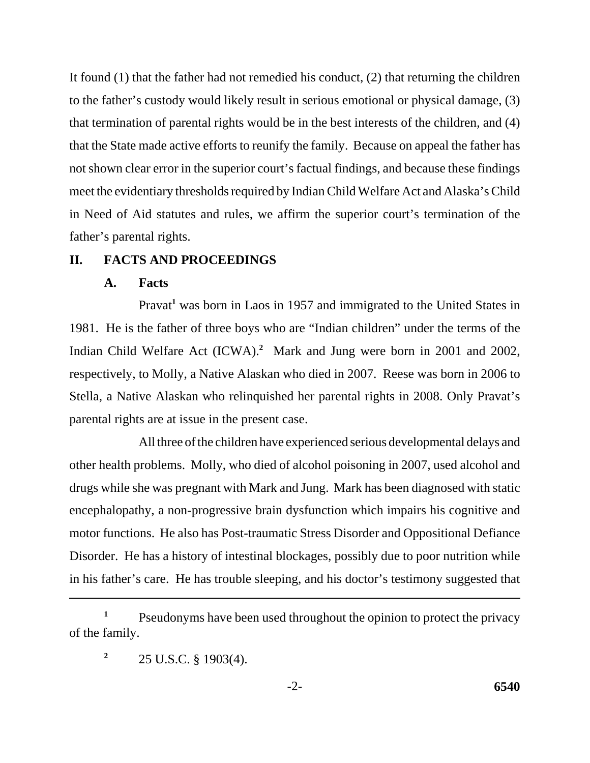It found (1) that the father had not remedied his conduct, (2) that returning the children to the father's custody would likely result in serious emotional or physical damage, (3) that termination of parental rights would be in the best interests of the children, and (4) that the State made active efforts to reunify the family. Because on appeal the father has not shown clear error in the superior court's factual findings, and because these findings meet the evidentiary thresholds required by Indian Child Welfare Act and Alaska's Child in Need of Aid statutes and rules, we affirm the superior court's termination of the father's parental rights.

## II. FACTS AND PROCEEDINGS

### A. Facts

Pravat[1] was born in Laos in 1957 and immigrated to the United States in 1981. He is the father of three boys who are "Indian children" under the terms of the Indian Child Welfare Act (ICWA).[2] Mark and Jung were born in 2001 and 2002, respectively, to Molly, a Native Alaskan who died in 2007. Reese was born in 2006 to Stella, a Native Alaskan who relinquished her parental rights in 2008. Only Pravat's parental rights are at issue in the present case.

All three of the children have experienced serious developmental delays and other health problems. Molly, who died of alcohol poisoning in 2007, used alcohol and drugs while she was pregnant with Mark and Jung. Mark has been diagnosed with static encephalopathy, a non-progressive brain dysfunction which impairs his cognitive and motor functions. He also has Post-traumatic Stress Disorder and Oppositional Defiance Disorder. He has a history of intestinal blockages, possibly due to poor nutrition while in his father's care. He has trouble sleeping, and his doctor's testimony suggested that

---

[1] Pseudonyms have been used throughout the opinion to protect the privacy of the family.

[2] 25 U.S.C. § 1903(4).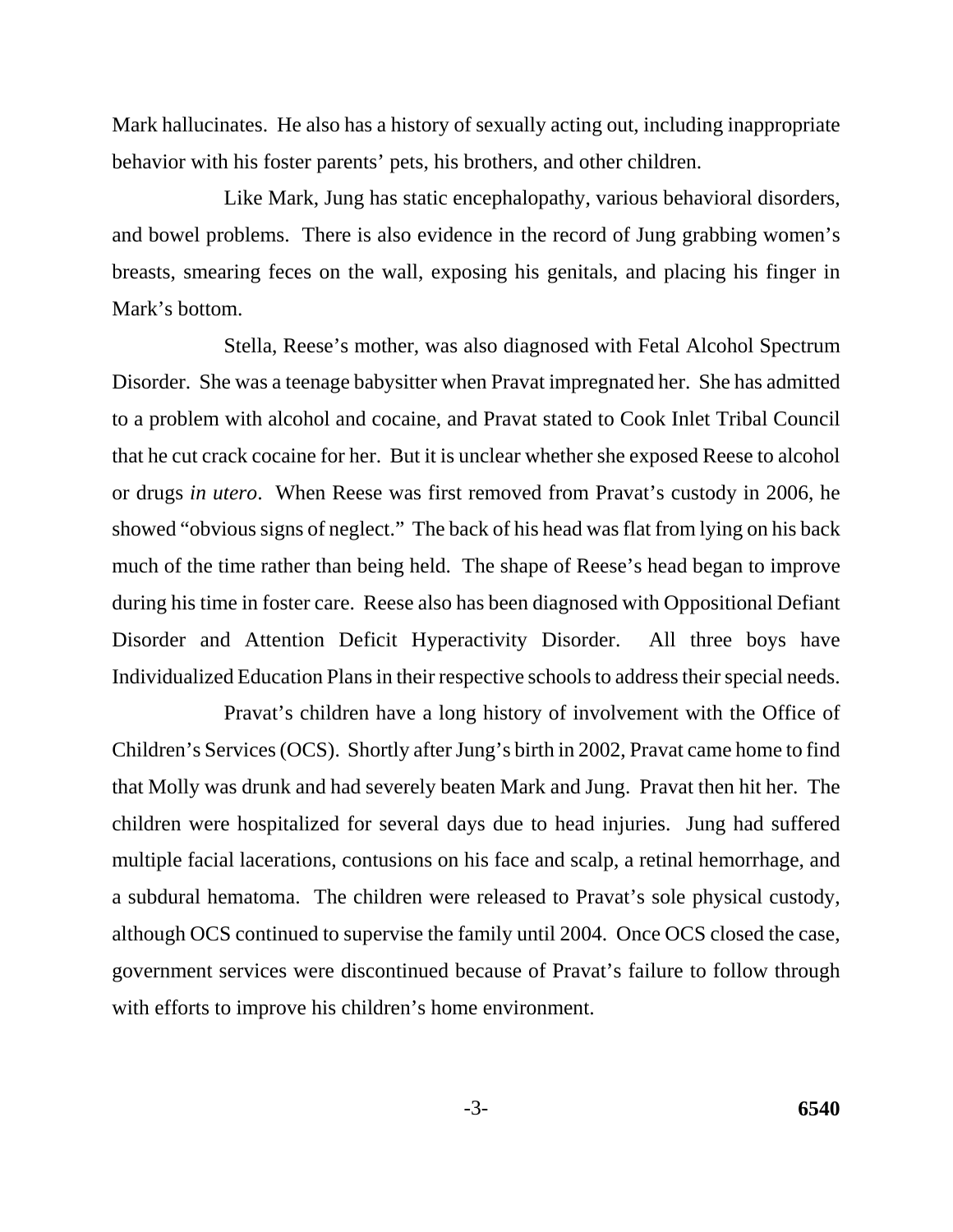Mark hallucinates. He also has a history of sexually acting out, including inappropriate behavior with his foster parents' pets, his brothers, and other children.

Like Mark, Jung has static encephalopathy, various behavioral disorders, and bowel problems. There is also evidence in the record of Jung grabbing women's breasts, smearing feces on the wall, exposing his genitals, and placing his finger in Mark's bottom.

Stella, Reese's mother, was also diagnosed with Fetal Alcohol Spectrum Disorder. She was a teenage babysitter when Pravat impregnated her. She has admitted to a problem with alcohol and cocaine, and Pravat stated to Cook Inlet Tribal Council that he cut crack cocaine for her. But it is unclear whether she exposed Reese to alcohol or drugs *in utero*. When Reese was first removed from Pravat's custody in 2006, he showed "obvious signs of neglect." The back of his head was flat from lying on his back much of the time rather than being held. The shape of Reese's head began to improve during his time in foster care. Reese also has been diagnosed with Oppositional Defiant Disorder and Attention Deficit Hyperactivity Disorder. All three boys have Individualized Education Plans in their respective schools to address their special needs.

Pravat's children have a long history of involvement with the Office of Children's Services (OCS). Shortly after Jung's birth in 2002, Pravat came home to find that Molly was drunk and had severely beaten Mark and Jung. Pravat then hit her. The children were hospitalized for several days due to head injuries. Jung had suffered multiple facial lacerations, contusions on his face and scalp, a retinal hemorrhage, and a subdural hematoma. The children were released to Pravat's sole physical custody, although OCS continued to supervise the family until 2004. Once OCS closed the case, government services were discontinued because of Pravat's failure to follow through with efforts to improve his children's home environment.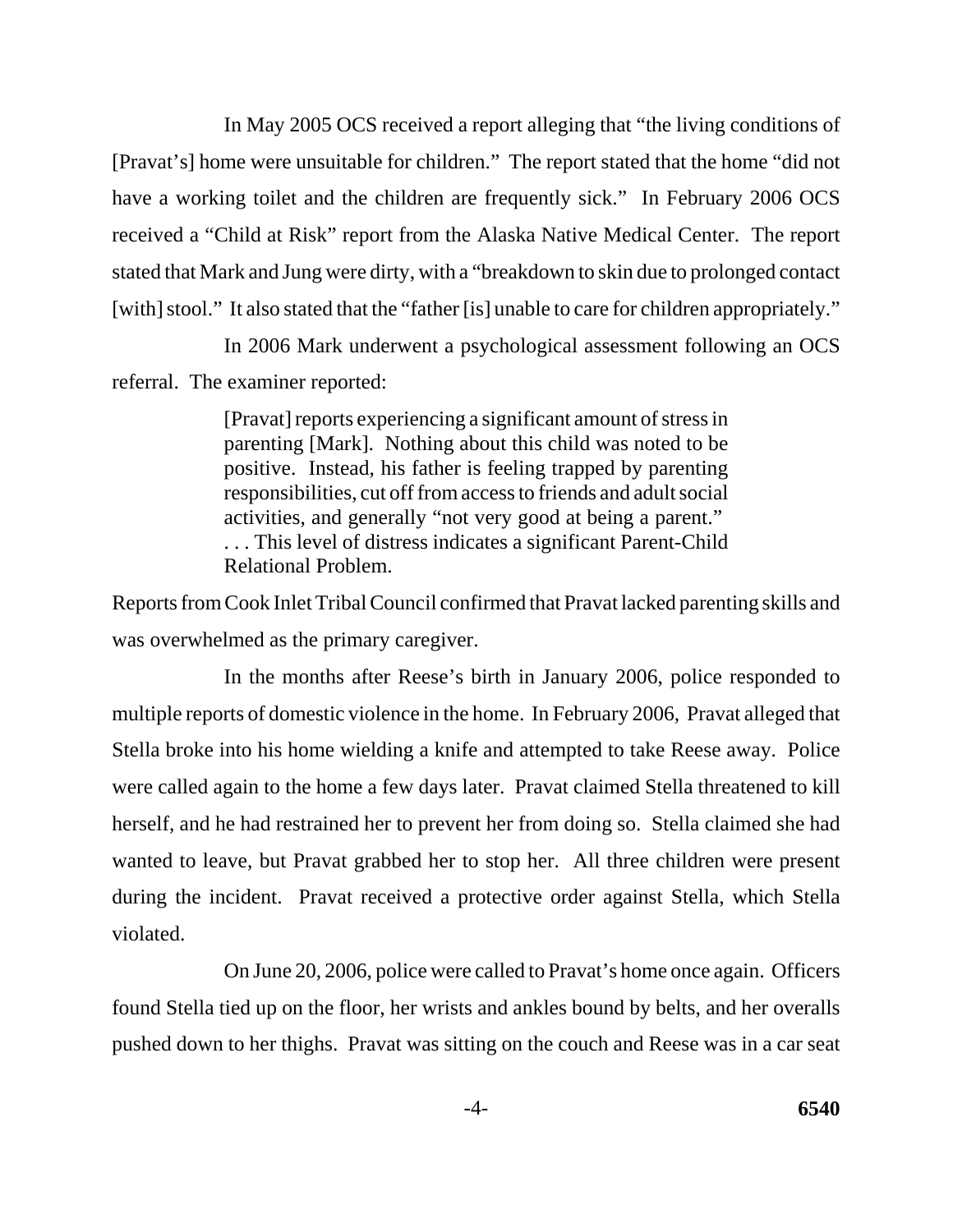In May 2005 OCS received a report alleging that "the living conditions of [Pravat's] home were unsuitable for children." The report stated that the home "did not have a working toilet and the children are frequently sick." In February 2006 OCS received a "Child at Risk" report from the Alaska Native Medical Center. The report stated that Mark and Jung were dirty, with a "breakdown to skin due to prolonged contact [with] stool." It also stated that the "father [is] unable to care for children appropriately."

In 2006 Mark underwent a psychological assessment following an OCS referral. The examiner reported:

> [Pravat] reports experiencing a significant amount of stress in parenting [Mark]. Nothing about this child was noted to be positive. Instead, his father is feeling trapped by parenting responsibilities, cut off from access to friends and adult social activities, and generally "not very good at being a parent." . . . This level of distress indicates a significant Parent-Child Relational Problem.

Reports from Cook Inlet Tribal Council confirmed that Pravat lacked parenting skills and was overwhelmed as the primary caregiver.

In the months after Reese's birth in January 2006, police responded to multiple reports of domestic violence in the home. In February 2006, Pravat alleged that Stella broke into his home wielding a knife and attempted to take Reese away. Police were called again to the home a few days later. Pravat claimed Stella threatened to kill herself, and he had restrained her to prevent her from doing so. Stella claimed she had wanted to leave, but Pravat grabbed her to stop her. All three children were present during the incident. Pravat received a protective order against Stella, which Stella violated.

On June 20, 2006, police were called to Pravat's home once again. Officers found Stella tied up on the floor, her wrists and ankles bound by belts, and her overalls pushed down to her thighs. Pravat was sitting on the couch and Reese was in a car seat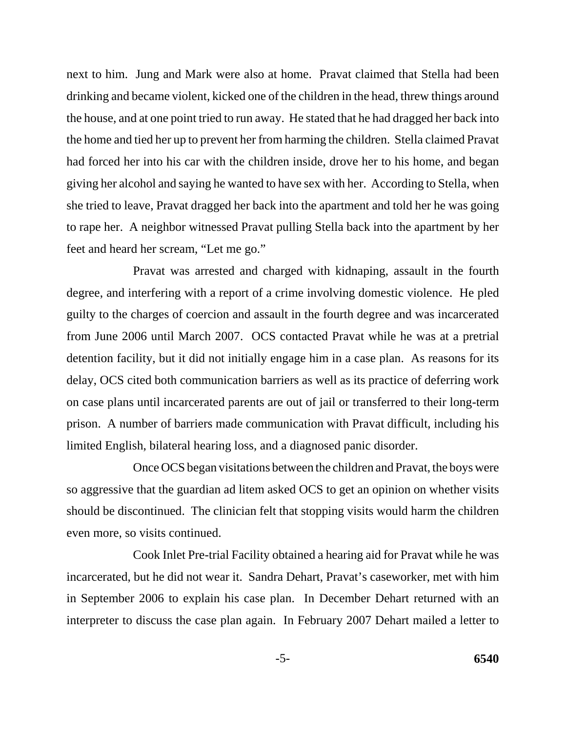next to him. Jung and Mark were also at home. Pravat claimed that Stella had been drinking and became violent, kicked one of the children in the head, threw things around the house, and at one point tried to run away. He stated that he had dragged her back into the home and tied her up to prevent her from harming the children. Stella claimed Pravat had forced her into his car with the children inside, drove her to his home, and began giving her alcohol and saying he wanted to have sex with her. According to Stella, when she tried to leave, Pravat dragged her back into the apartment and told her he was going to rape her. A neighbor witnessed Pravat pulling Stella back into the apartment by her feet and heard her scream, "Let me go."

Pravat was arrested and charged with kidnaping, assault in the fourth degree, and interfering with a report of a crime involving domestic violence. He pled guilty to the charges of coercion and assault in the fourth degree and was incarcerated from June 2006 until March 2007. OCS contacted Pravat while he was at a pretrial detention facility, but it did not initially engage him in a case plan. As reasons for its delay, OCS cited both communication barriers as well as its practice of deferring work on case plans until incarcerated parents are out of jail or transferred to their long-term prison. A number of barriers made communication with Pravat difficult, including his limited English, bilateral hearing loss, and a diagnosed panic disorder.

Once OCS began visitations between the children and Pravat, the boys were so aggressive that the guardian ad litem asked OCS to get an opinion on whether visits should be discontinued. The clinician felt that stopping visits would harm the children even more, so visits continued.

Cook Inlet Pre-trial Facility obtained a hearing aid for Pravat while he was incarcerated, but he did not wear it. Sandra Dehart, Pravat's caseworker, met with him in September 2006 to explain his case plan. In December Dehart returned with an interpreter to discuss the case plan again. In February 2007 Dehart mailed a letter to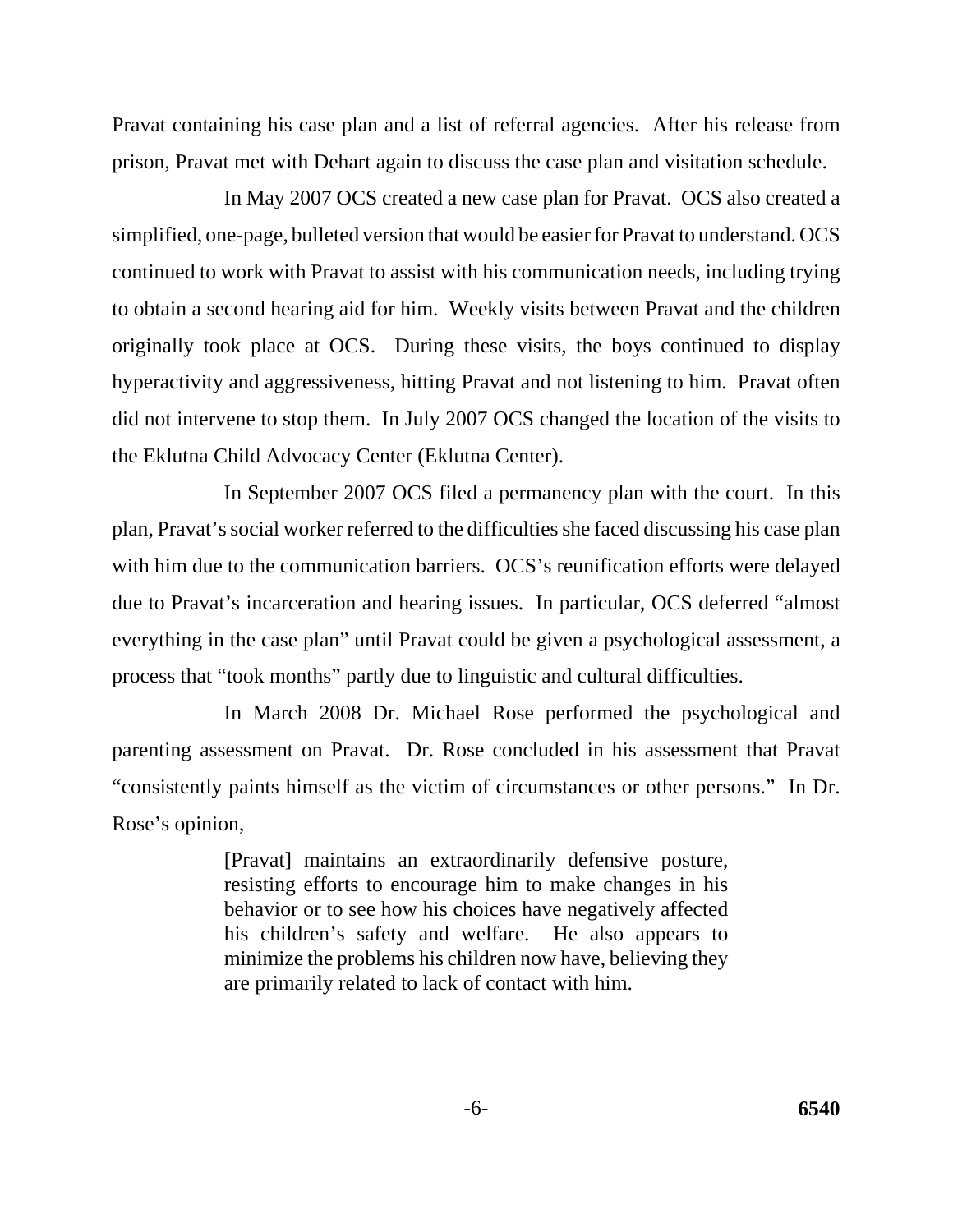Pravat containing his case plan and a list of referral agencies. After his release from prison, Pravat met with Dehart again to discuss the case plan and visitation schedule.

In May 2007 OCS created a new case plan for Pravat. OCS also created a simplified, one-page, bulleted version that would be easier for Pravat to understand. OCS continued to work with Pravat to assist with his communication needs, including trying to obtain a second hearing aid for him. Weekly visits between Pravat and the children originally took place at OCS. During these visits, the boys continued to display hyperactivity and aggressiveness, hitting Pravat and not listening to him. Pravat often did not intervene to stop them. In July 2007 OCS changed the location of the visits to the Eklutna Child Advocacy Center (Eklutna Center).

In September 2007 OCS filed a permanency plan with the court. In this plan, Pravat's social worker referred to the difficulties she faced discussing his case plan with him due to the communication barriers. OCS's reunification efforts were delayed due to Pravat's incarceration and hearing issues. In particular, OCS deferred "almost everything in the case plan" until Pravat could be given a psychological assessment, a process that "took months" partly due to linguistic and cultural difficulties.

In March 2008 Dr. Michael Rose performed the psychological and parenting assessment on Pravat. Dr. Rose concluded in his assessment that Pravat "consistently paints himself as the victim of circumstances or other persons." In Dr. Rose's opinion,

> [Pravat] maintains an extraordinarily defensive posture, resisting efforts to encourage him to make changes in his behavior or to see how his choices have negatively affected his children's safety and welfare. He also appears to minimize the problems his children now have, believing they are primarily related to lack of contact with him.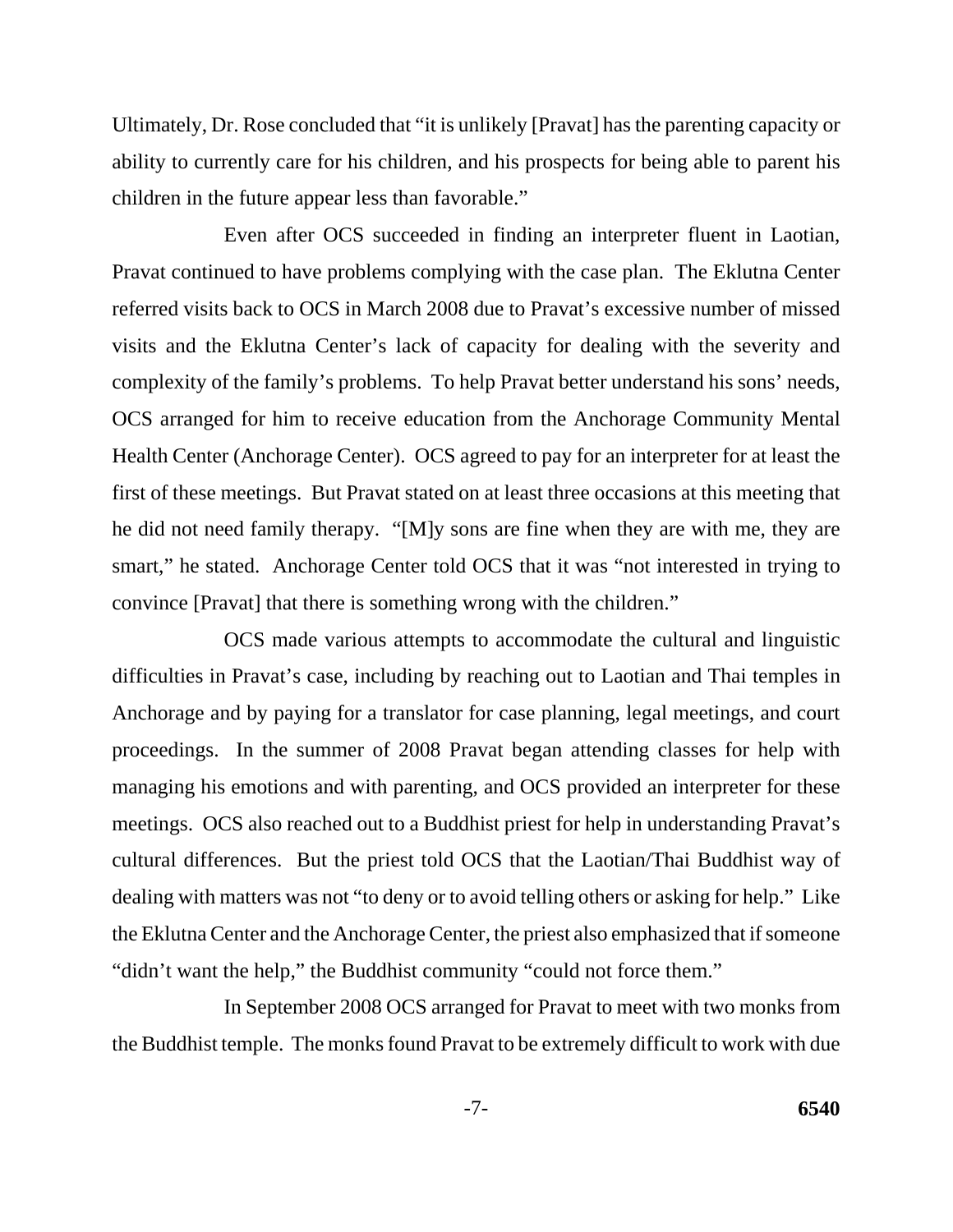Ultimately, Dr. Rose concluded that "it is unlikely [Pravat] has the parenting capacity or ability to currently care for his children, and his prospects for being able to parent his children in the future appear less than favorable."

Even after OCS succeeded in finding an interpreter fluent in Laotian, Pravat continued to have problems complying with the case plan. The Eklutna Center referred visits back to OCS in March 2008 due to Pravat's excessive number of missed visits and the Eklutna Center's lack of capacity for dealing with the severity and complexity of the family's problems. To help Pravat better understand his sons' needs, OCS arranged for him to receive education from the Anchorage Community Mental Health Center (Anchorage Center). OCS agreed to pay for an interpreter for at least the first of these meetings. But Pravat stated on at least three occasions at this meeting that he did not need family therapy. "[M]y sons are fine when they are with me, they are smart," he stated. Anchorage Center told OCS that it was "not interested in trying to convince [Pravat] that there is something wrong with the children."

OCS made various attempts to accommodate the cultural and linguistic difficulties in Pravat's case, including by reaching out to Laotian and Thai temples in Anchorage and by paying for a translator for case planning, legal meetings, and court proceedings. In the summer of 2008 Pravat began attending classes for help with managing his emotions and with parenting, and OCS provided an interpreter for these meetings. OCS also reached out to a Buddhist priest for help in understanding Pravat's cultural differences. But the priest told OCS that the Laotian/Thai Buddhist way of dealing with matters was not "to deny or to avoid telling others or asking for help." Like the Eklutna Center and the Anchorage Center, the priest also emphasized that if someone "didn't want the help," the Buddhist community "could not force them."

In September 2008 OCS arranged for Pravat to meet with two monks from the Buddhist temple. The monks found Pravat to be extremely difficult to work with due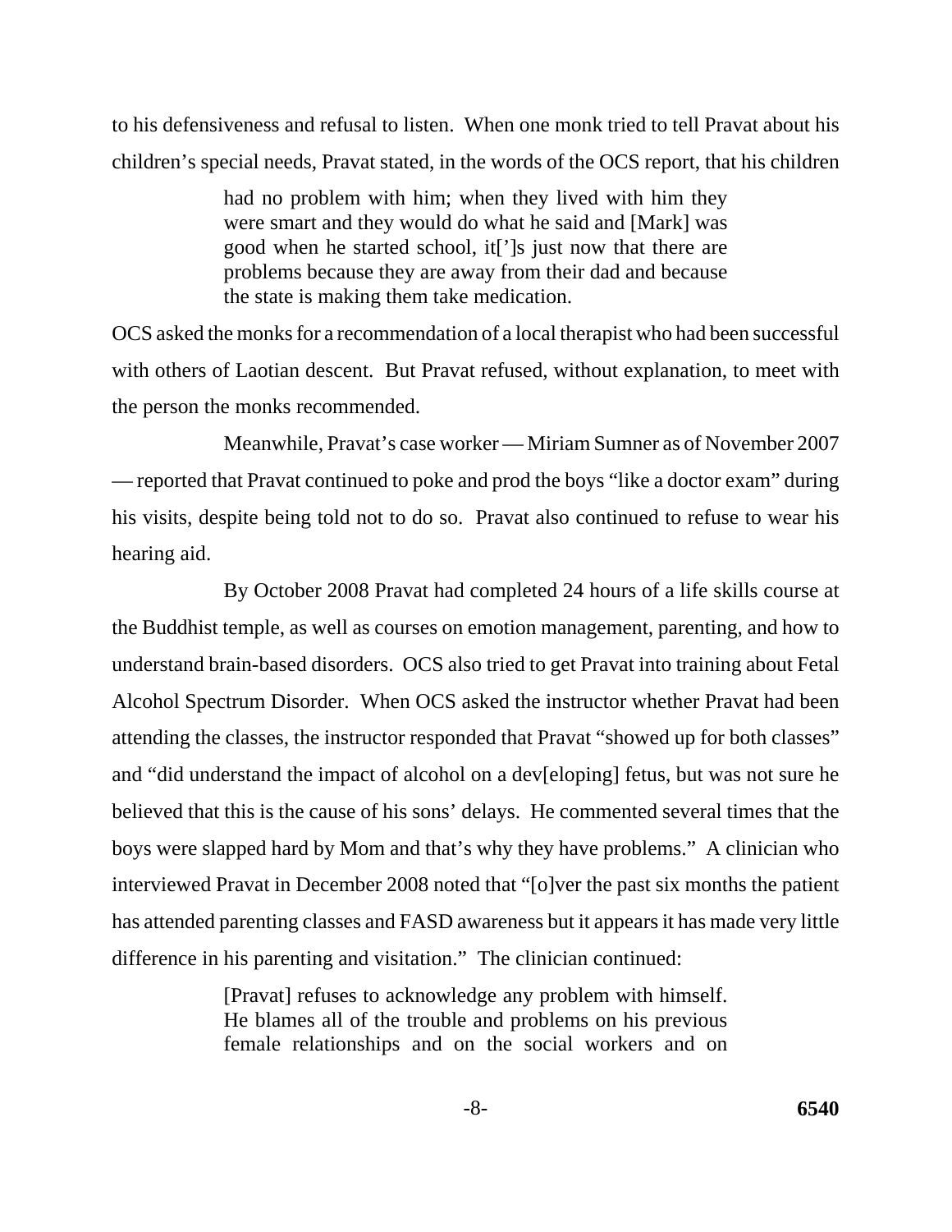to his defensiveness and refusal to listen. When one monk tried to tell Pravat about his children's special needs, Pravat stated, in the words of the OCS report, that his children

> had no problem with him; when they lived with him they were smart and they would do what he said and [Mark] was good when he started school, it[']s just now that there are problems because they are away from their dad and because the state is making them take medication.

OCS asked the monks for a recommendation of a local therapist who had been successful with others of Laotian descent. But Pravat refused, without explanation, to meet with the person the monks recommended.

Meanwhile, Pravat's case worker — Miriam Sumner as of November 2007 — reported that Pravat continued to poke and prod the boys "like a doctor exam" during his visits, despite being told not to do so. Pravat also continued to refuse to wear his hearing aid.

By October 2008 Pravat had completed 24 hours of a life skills course at the Buddhist temple, as well as courses on emotion management, parenting, and how to understand brain-based disorders. OCS also tried to get Pravat into training about Fetal Alcohol Spectrum Disorder. When OCS asked the instructor whether Pravat had been attending the classes, the instructor responded that Pravat "showed up for both classes" and "did understand the impact of alcohol on a dev[eloping] fetus, but was not sure he believed that this is the cause of his sons' delays. He commented several times that the boys were slapped hard by Mom and that's why they have problems." A clinician who interviewed Pravat in December 2008 noted that "[o]ver the past six months the patient has attended parenting classes and FASD awareness but it appears it has made very little difference in his parenting and visitation." The clinician continued:

> [Pravat] refuses to acknowledge any problem with himself. He blames all of the trouble and problems on his previous female relationships and on the social workers and on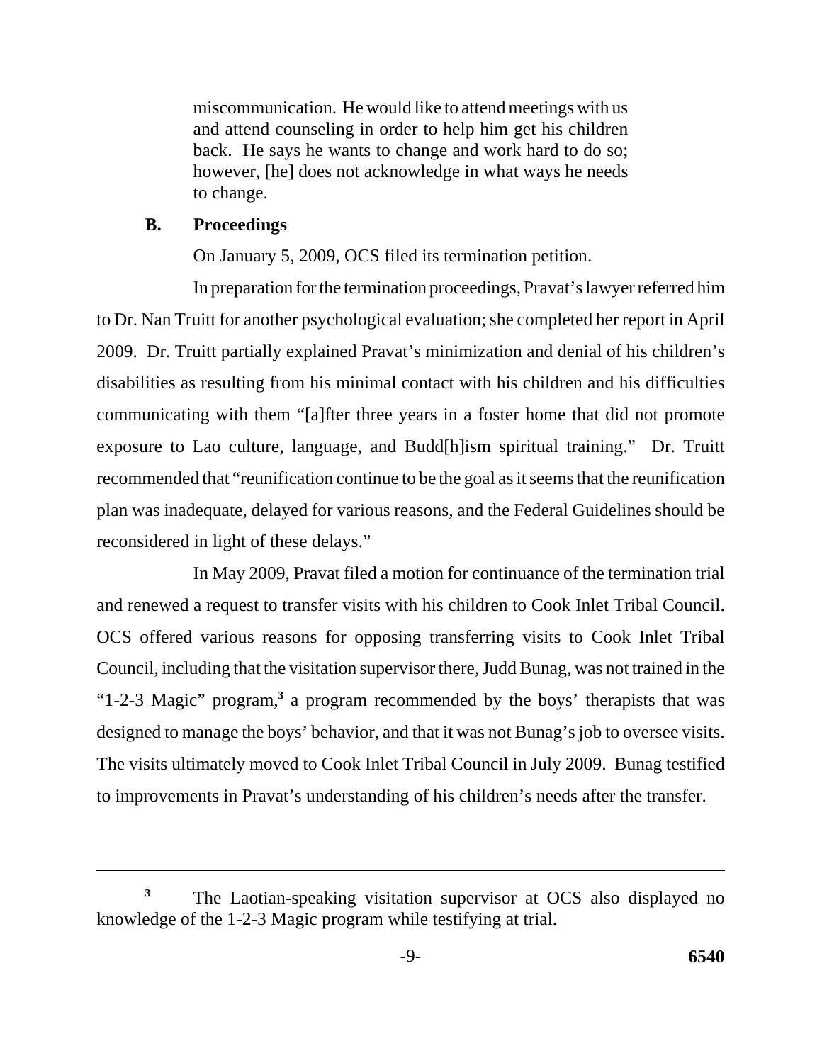miscommunication. He would like to attend meetings with us and attend counseling in order to help him get his children back. He says he wants to change and work hard to do so; however, [he] does not acknowledge in what ways he needs to change.

### B. Proceedings

On January 5, 2009, OCS filed its termination petition.

In preparation for the termination proceedings, Pravat's lawyer referred him to Dr. Nan Truitt for another psychological evaluation; she completed her report in April 2009. Dr. Truitt partially explained Pravat's minimization and denial of his children's disabilities as resulting from his minimal contact with his children and his difficulties communicating with them "[a]fter three years in a foster home that did not promote exposure to Lao culture, language, and Budd[h]ism spiritual training." Dr. Truitt recommended that "reunification continue to be the goal as it seems that the reunification plan was inadequate, delayed for various reasons, and the Federal Guidelines should be reconsidered in light of these delays."

In May 2009, Pravat filed a motion for continuance of the termination trial and renewed a request to transfer visits with his children to Cook Inlet Tribal Council. OCS offered various reasons for opposing transferring visits to Cook Inlet Tribal Council, including that the visitation supervisor there, Judd Bunag, was not trained in the "1-2-3 Magic" program,[3] a program recommended by the boys' therapists that was designed to manage the boys' behavior, and that it was not Bunag's job to oversee visits. The visits ultimately moved to Cook Inlet Tribal Council in July 2009. Bunag testified to improvements in Pravat's understanding of his children's needs after the transfer.

---

[3] The Laotian-speaking visitation supervisor at OCS also displayed no knowledge of the 1-2-3 Magic program while testifying at trial.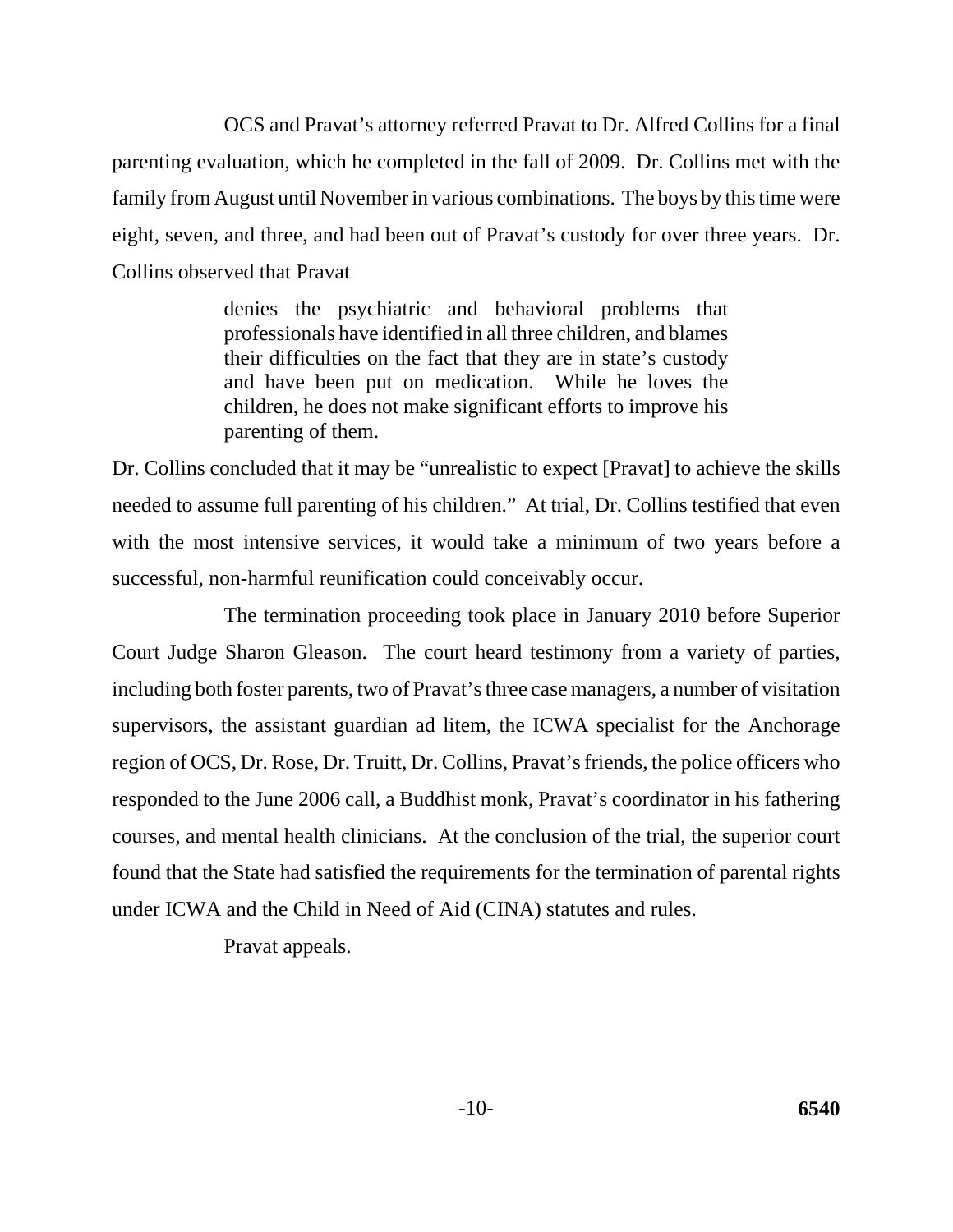OCS and Pravat's attorney referred Pravat to Dr. Alfred Collins for a final parenting evaluation, which he completed in the fall of 2009. Dr. Collins met with the family from August until November in various combinations. The boys by this time were eight, seven, and three, and had been out of Pravat's custody for over three years. Dr. Collins observed that Pravat

> denies the psychiatric and behavioral problems that professionals have identified in all three children, and blames their difficulties on the fact that they are in state's custody and have been put on medication. While he loves the children, he does not make significant efforts to improve his parenting of them.

Dr. Collins concluded that it may be "unrealistic to expect [Pravat] to achieve the skills needed to assume full parenting of his children." At trial, Dr. Collins testified that even with the most intensive services, it would take a minimum of two years before a successful, non-harmful reunification could conceivably occur.

The termination proceeding took place in January 2010 before Superior Court Judge Sharon Gleason. The court heard testimony from a variety of parties, including both foster parents, two of Pravat's three case managers, a number of visitation supervisors, the assistant guardian ad litem, the ICWA specialist for the Anchorage region of OCS, Dr. Rose, Dr. Truitt, Dr. Collins, Pravat's friends, the police officers who responded to the June 2006 call, a Buddhist monk, Pravat's coordinator in his fathering courses, and mental health clinicians. At the conclusion of the trial, the superior court found that the State had satisfied the requirements for the termination of parental rights under ICWA and the Child in Need of Aid (CINA) statutes and rules.

Pravat appeals.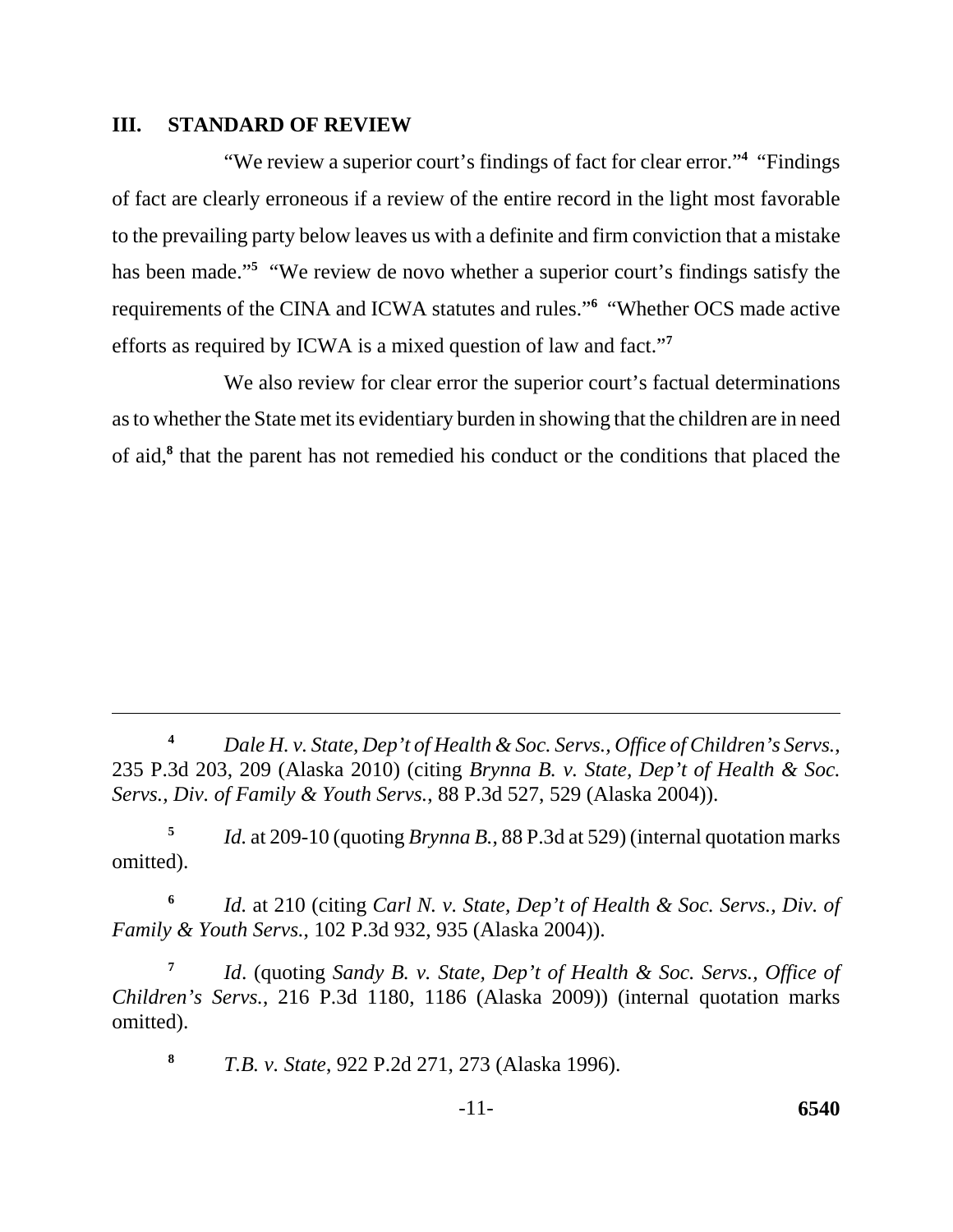## III. STANDARD OF REVIEW

"We review a superior court's findings of fact for clear error."[4] "Findings of fact are clearly erroneous if a review of the entire record in the light most favorable to the prevailing party below leaves us with a definite and firm conviction that a mistake has been made."[5] "We review de novo whether a superior court's findings satisfy the requirements of the CINA and ICWA statutes and rules."[6] "Whether OCS made active efforts as required by ICWA is a mixed question of law and fact."[7]

We also review for clear error the superior court's factual determinations as to whether the State met its evidentiary burden in showing that the children are in need of aid,[8] that the parent has not remedied his conduct or the conditions that placed the

---

[4] *Dale H. v. State, Dep't of Health & Soc. Servs., Office of Children's Servs.*, 235 P.3d 203, 209 (Alaska 2010) (citing *Brynna B. v. State, Dep't of Health & Soc. Servs., Div. of Family & Youth Servs.*, 88 P.3d 527, 529 (Alaska 2004)).

[5] *Id.* at 209-10 (quoting *Brynna B.*, 88 P.3d at 529) (internal quotation marks omitted).

[6] *Id.* at 210 (citing *Carl N. v. State, Dep't of Health & Soc. Servs., Div. of Family & Youth Servs.*, 102 P.3d 932, 935 (Alaska 2004)).

[7] *Id*. (quoting *Sandy B. v. State, Dep't of Health & Soc. Servs., Office of Children's Servs.*, 216 P.3d 1180, 1186 (Alaska 2009)) (internal quotation marks omitted).

[8] *T.B. v. State*, 922 P.2d 271, 273 (Alaska 1996).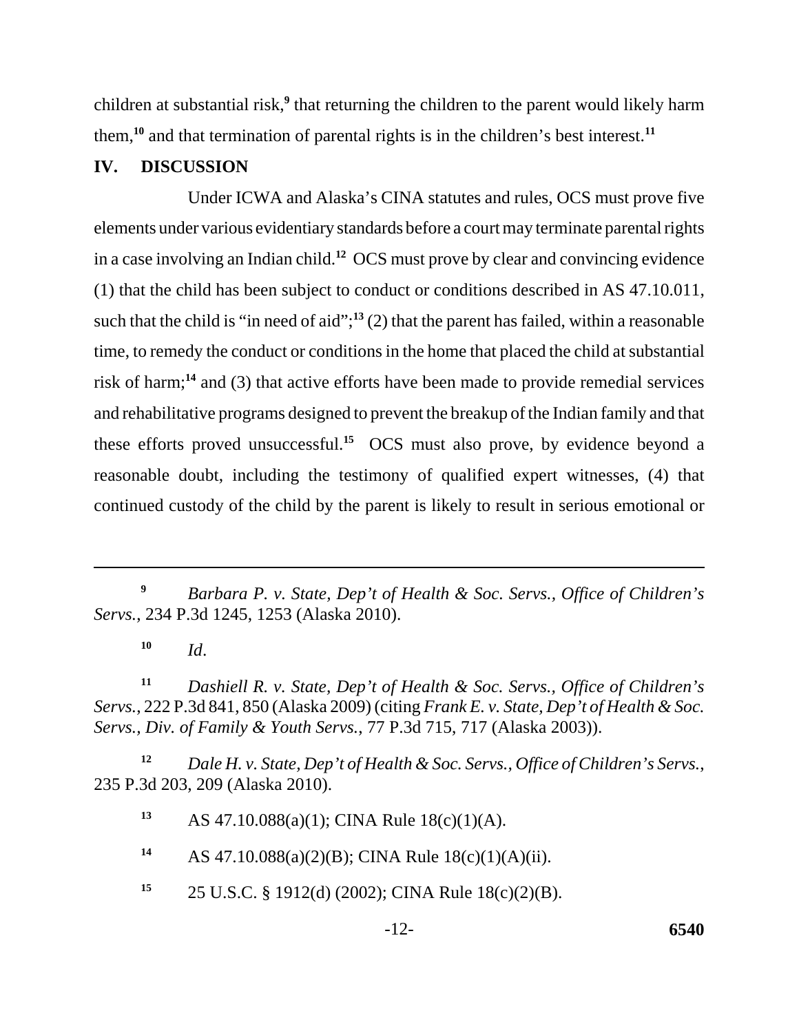children at substantial risk,[9] that returning the children to the parent would likely harm them,[10] and that termination of parental rights is in the children's best interest.[11]

## IV. DISCUSSION

Under ICWA and Alaska's CINA statutes and rules, OCS must prove five elements under various evidentiary standards before a court may terminate parental rights in a case involving an Indian child.[12] OCS must prove by clear and convincing evidence (1) that the child has been subject to conduct or conditions described in AS 47.10.011, such that the child is "in need of aid";[13] (2) that the parent has failed, within a reasonable time, to remedy the conduct or conditions in the home that placed the child at substantial risk of harm;[14] and (3) that active efforts have been made to provide remedial services and rehabilitative programs designed to prevent the breakup of the Indian family and that these efforts proved unsuccessful.[15] OCS must also prove, by evidence beyond a reasonable doubt, including the testimony of qualified expert witnesses, (4) that continued custody of the child by the parent is likely to result in serious emotional or

---

[9] *Barbara P. v. State, Dep't of Health & Soc. Servs., Office of Children's Servs.*, 234 P.3d 1245, 1253 (Alaska 2010).

[10] *Id*.

[11] *Dashiell R. v. State, Dep't of Health & Soc. Servs., Office of Children's Servs.*, 222 P.3d 841, 850 (Alaska 2009) (citing *Frank E. v. State, Dep't of Health & Soc. Servs., Div. of Family & Youth Servs.*, 77 P.3d 715, 717 (Alaska 2003)).

[12] *Dale H. v. State, Dep't of Health & Soc. Servs., Office of Children's Servs.*, 235 P.3d 203, 209 (Alaska 2010).

[13] AS 47.10.088(a)(1); CINA Rule 18(c)(1)(A).

[14] AS 47.10.088(a)(2)(B); CINA Rule 18(c)(1)(A)(ii).

[15] 25 U.S.C. § 1912(d) (2002); CINA Rule 18(c)(2)(B).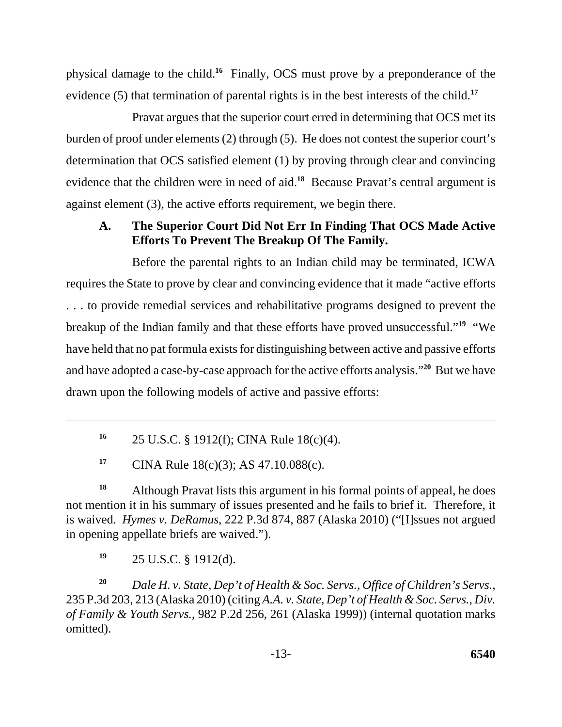physical damage to the child.[16] Finally, OCS must prove by a preponderance of the evidence (5) that termination of parental rights is in the best interests of the child.[17]

Pravat argues that the superior court erred in determining that OCS met its burden of proof under elements (2) through (5). He does not contest the superior court's determination that OCS satisfied element (1) by proving through clear and convincing evidence that the children were in need of aid.[18] Because Pravat's central argument is against element (3), the active efforts requirement, we begin there.

### A. The Superior Court Did Not Err In Finding That OCS Made Active Efforts To Prevent The Breakup Of The Family.

Before the parental rights to an Indian child may be terminated, ICWA requires the State to prove by clear and convincing evidence that it made "active efforts . . . to provide remedial services and rehabilitative programs designed to prevent the breakup of the Indian family and that these efforts have proved unsuccessful."[19] "We have held that no pat formula exists for distinguishing between active and passive efforts and have adopted a case-by-case approach for the active efforts analysis."[20] But we have drawn upon the following models of active and passive efforts:

---

[16] 25 U.S.C. § 1912(f); CINA Rule 18(c)(4).

[17] CINA Rule 18(c)(3); AS 47.10.088(c).

[18] Although Pravat lists this argument in his formal points of appeal, he does not mention it in his summary of issues presented and he fails to brief it. Therefore, it is waived. *Hymes v. DeRamus*, 222 P.3d 874, 887 (Alaska 2010) ("[I]ssues not argued in opening appellate briefs are waived.").

[19] 25 U.S.C. § 1912(d).

[20] *Dale H. v. State, Dep't of Health & Soc. Servs., Office of Children's Servs.*, 235 P.3d 203, 213 (Alaska 2010) (citing *A.A. v. State, Dep't of Health & Soc. Servs., Div. of Family & Youth Servs.*, 982 P.2d 256, 261 (Alaska 1999)) (internal quotation marks omitted).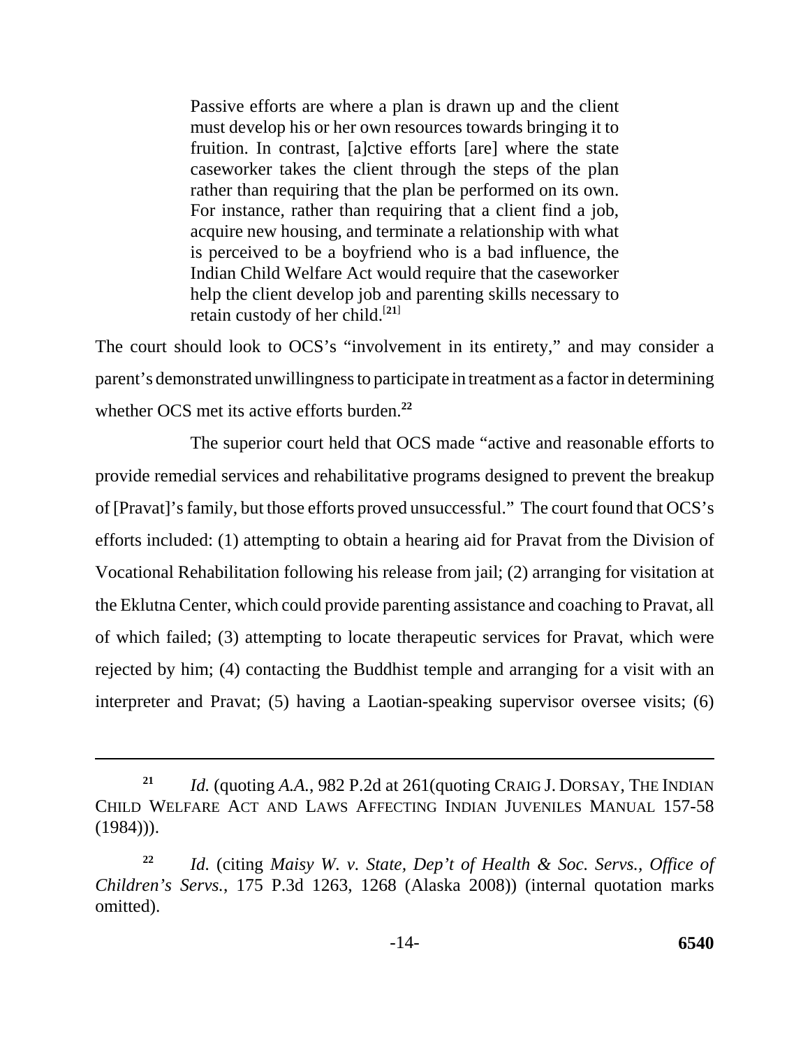> Passive efforts are where a plan is drawn up and the client must develop his or her own resources towards bringing it to fruition. In contrast, [a]ctive efforts [are] where the state caseworker takes the client through the steps of the plan rather than requiring that the plan be performed on its own. For instance, rather than requiring that a client find a job, acquire new housing, and terminate a relationship with what is perceived to be a boyfriend who is a bad influence, the Indian Child Welfare Act would require that the caseworker help the client develop job and parenting skills necessary to retain custody of her child.[21]

The court should look to OCS's "involvement in its entirety," and may consider a parent's demonstrated unwillingness to participate in treatment as a factor in determining whether OCS met its active efforts burden.[22]

The superior court held that OCS made "active and reasonable efforts to provide remedial services and rehabilitative programs designed to prevent the breakup of [Pravat]'s family, but those efforts proved unsuccessful." The court found that OCS's efforts included: (1) attempting to obtain a hearing aid for Pravat from the Division of Vocational Rehabilitation following his release from jail; (2) arranging for visitation at the Eklutna Center, which could provide parenting assistance and coaching to Pravat, all of which failed; (3) attempting to locate therapeutic services for Pravat, which were rejected by him; (4) contacting the Buddhist temple and arranging for a visit with an interpreter and Pravat; (5) having a Laotian-speaking supervisor oversee visits; (6)

---

[21] *Id.* (quoting *A.A.*, 982 P.2d at 261(quoting CRAIG J. DORSAY, THE INDIAN CHILD WELFARE ACT AND LAWS AFFECTING INDIAN JUVENILES MANUAL 157-58 (1984))).

[22] *Id.* (citing *Maisy W. v. State, Dep't of Health & Soc. Servs., Office of Children's Servs.*, 175 P.3d 1263, 1268 (Alaska 2008)) (internal quotation marks omitted).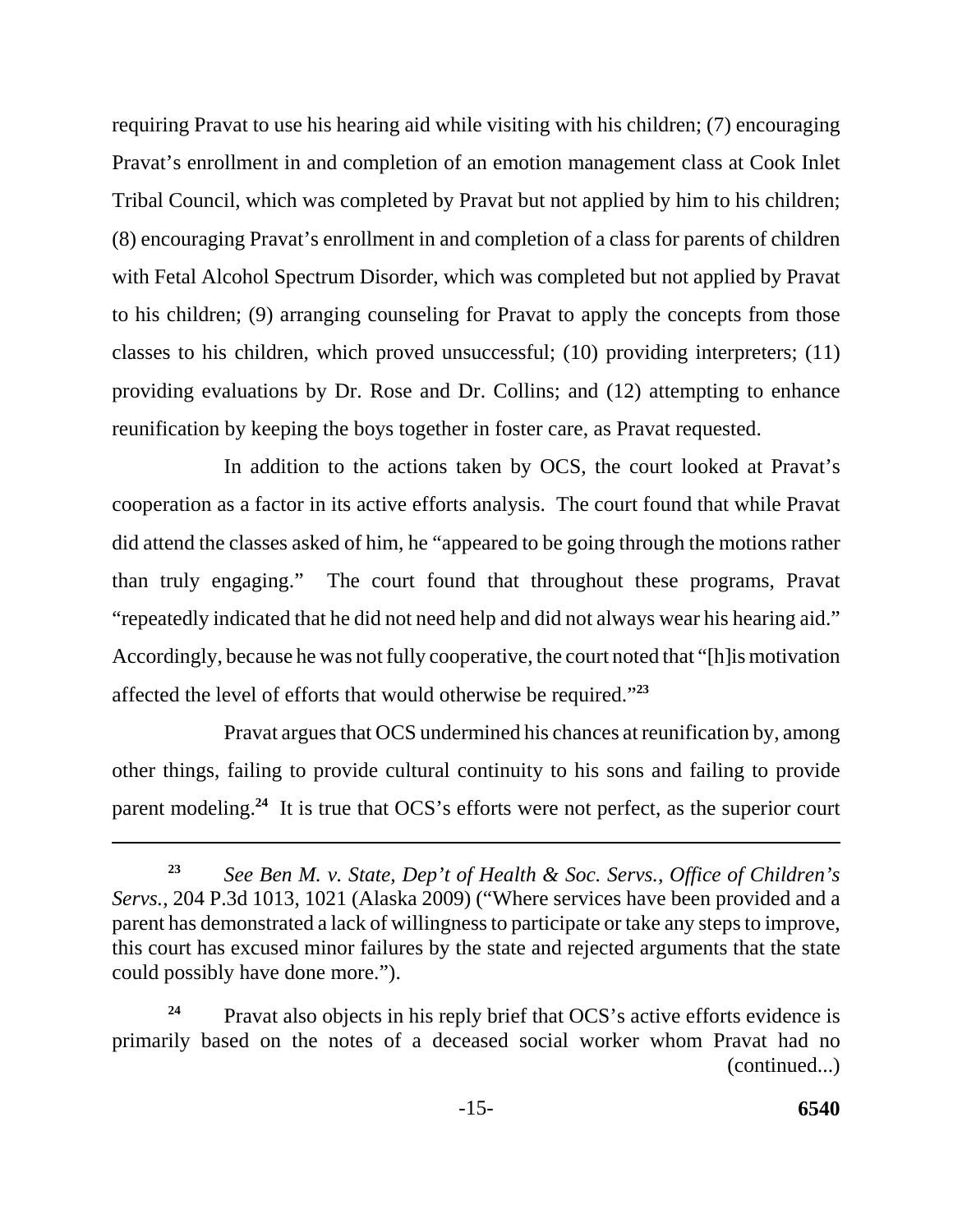requiring Pravat to use his hearing aid while visiting with his children; (7) encouraging Pravat's enrollment in and completion of an emotion management class at Cook Inlet Tribal Council, which was completed by Pravat but not applied by him to his children; (8) encouraging Pravat's enrollment in and completion of a class for parents of children with Fetal Alcohol Spectrum Disorder, which was completed but not applied by Pravat to his children; (9) arranging counseling for Pravat to apply the concepts from those classes to his children, which proved unsuccessful; (10) providing interpreters; (11) providing evaluations by Dr. Rose and Dr. Collins; and (12) attempting to enhance reunification by keeping the boys together in foster care, as Pravat requested.

In addition to the actions taken by OCS, the court looked at Pravat's cooperation as a factor in its active efforts analysis. The court found that while Pravat did attend the classes asked of him, he "appeared to be going through the motions rather than truly engaging." The court found that throughout these programs, Pravat "repeatedly indicated that he did not need help and did not always wear his hearing aid." Accordingly, because he was not fully cooperative, the court noted that "[h]is motivation affected the level of efforts that would otherwise be required."[23]

Pravat argues that OCS undermined his chances at reunification by, among other things, failing to provide cultural continuity to his sons and failing to provide parent modeling.[24] It is true that OCS's efforts were not perfect, as the superior court

---

[23] *See Ben M. v. State, Dep't of Health & Soc. Servs., Office of Children's Servs.*, 204 P.3d 1013, 1021 (Alaska 2009) ("Where services have been provided and a parent has demonstrated a lack of willingness to participate or take any steps to improve, this court has excused minor failures by the state and rejected arguments that the state could possibly have done more.").

[24] Pravat also objects in his reply brief that OCS's active efforts evidence is primarily based on the notes of a deceased social worker whom Pravat had no (continued...)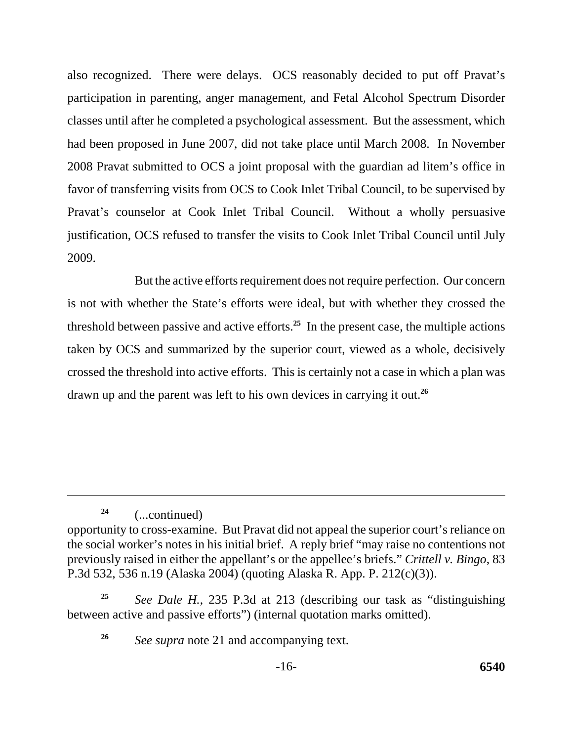also recognized. There were delays. OCS reasonably decided to put off Pravat's participation in parenting, anger management, and Fetal Alcohol Spectrum Disorder classes until after he completed a psychological assessment. But the assessment, which had been proposed in June 2007, did not take place until March 2008. In November 2008 Pravat submitted to OCS a joint proposal with the guardian ad litem's office in favor of transferring visits from OCS to Cook Inlet Tribal Council, to be supervised by Pravat's counselor at Cook Inlet Tribal Council. Without a wholly persuasive justification, OCS refused to transfer the visits to Cook Inlet Tribal Council until July 2009.

But the active efforts requirement does not require perfection. Our concern is not with whether the State's efforts were ideal, but with whether they crossed the threshold between passive and active efforts.[25] In the present case, the multiple actions taken by OCS and summarized by the superior court, viewed as a whole, decisively crossed the threshold into active efforts. This is certainly not a case in which a plan was drawn up and the parent was left to his own devices in carrying it out.[26]

---

[24] (...continued)
opportunity to cross-examine. But Pravat did not appeal the superior court's reliance on the social worker's notes in his initial brief. A reply brief "may raise no contentions not previously raised in either the appellant's or the appellee's briefs." *Crittell v. Bingo*, 83 P.3d 532, 536 n.19 (Alaska 2004) (quoting Alaska R. App. P. 212(c)(3)).

[25] *See Dale H.*, 235 P.3d at 213 (describing our task as "distinguishing between active and passive efforts") (internal quotation marks omitted).

[26] *See supra* note 21 and accompanying text.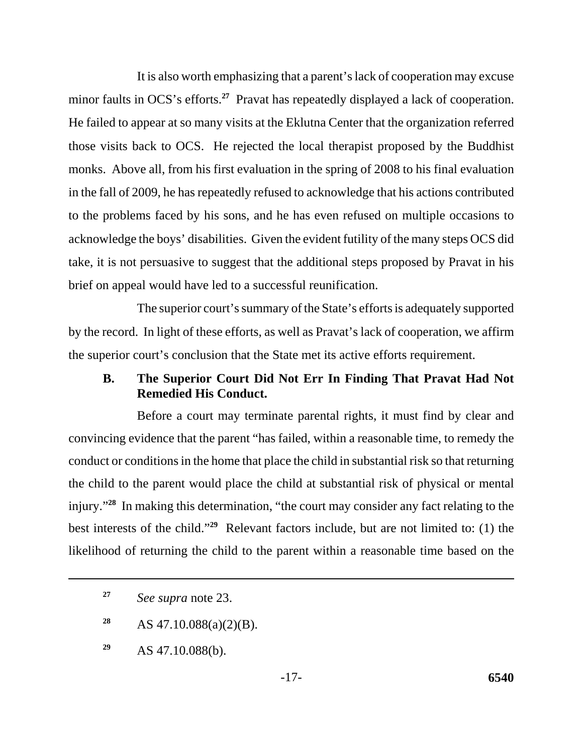It is also worth emphasizing that a parent's lack of cooperation may excuse minor faults in OCS's efforts.[27] Pravat has repeatedly displayed a lack of cooperation. He failed to appear at so many visits at the Eklutna Center that the organization referred those visits back to OCS. He rejected the local therapist proposed by the Buddhist monks. Above all, from his first evaluation in the spring of 2008 to his final evaluation in the fall of 2009, he has repeatedly refused to acknowledge that his actions contributed to the problems faced by his sons, and he has even refused on multiple occasions to acknowledge the boys' disabilities. Given the evident futility of the many steps OCS did take, it is not persuasive to suggest that the additional steps proposed by Pravat in his brief on appeal would have led to a successful reunification.

The superior court's summary of the State's efforts is adequately supported by the record. In light of these efforts, as well as Pravat's lack of cooperation, we affirm the superior court's conclusion that the State met its active efforts requirement.

### B. The Superior Court Did Not Err In Finding That Pravat Had Not Remedied His Conduct.

Before a court may terminate parental rights, it must find by clear and convincing evidence that the parent "has failed, within a reasonable time, to remedy the conduct or conditions in the home that place the child in substantial risk so that returning the child to the parent would place the child at substantial risk of physical or mental injury."[28] In making this determination, "the court may consider any fact relating to the best interests of the child."[29] Relevant factors include, but are not limited to: (1) the likelihood of returning the child to the parent within a reasonable time based on the

---

[27] *See supra* note 23.

[28] AS 47.10.088(a)(2)(B).

[29] AS 47.10.088(b).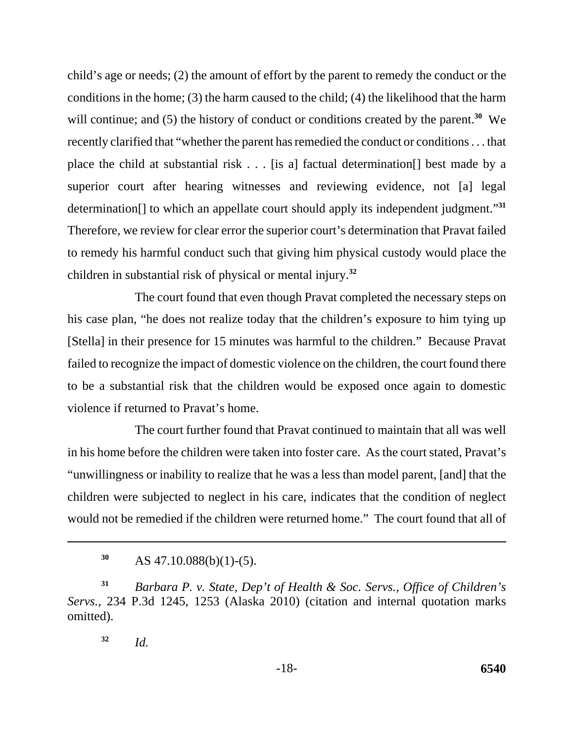child's age or needs; (2) the amount of effort by the parent to remedy the conduct or the conditions in the home; (3) the harm caused to the child; (4) the likelihood that the harm will continue; and (5) the history of conduct or conditions created by the parent.[30] We recently clarified that "whether the parent has remedied the conduct or conditions . . . that place the child at substantial risk . . . [is a] factual determination[] best made by a superior court after hearing witnesses and reviewing evidence, not [a] legal determination[] to which an appellate court should apply its independent judgment."[31] Therefore, we review for clear error the superior court's determination that Pravat failed to remedy his harmful conduct such that giving him physical custody would place the children in substantial risk of physical or mental injury.[32]

The court found that even though Pravat completed the necessary steps on his case plan, "he does not realize today that the children's exposure to him tying up [Stella] in their presence for 15 minutes was harmful to the children." Because Pravat failed to recognize the impact of domestic violence on the children, the court found there to be a substantial risk that the children would be exposed once again to domestic violence if returned to Pravat's home.

The court further found that Pravat continued to maintain that all was well in his home before the children were taken into foster care. As the court stated, Pravat's "unwillingness or inability to realize that he was a less than model parent, [and] that the children were subjected to neglect in his care, indicates that the condition of neglect would not be remedied if the children were returned home." The court found that all of

---

[30] AS 47.10.088(b)(1)-(5).

[31] *Barbara P. v. State, Dep't of Health & Soc. Servs., Office of Children's Servs.*, 234 P.3d 1245, 1253 (Alaska 2010) (citation and internal quotation marks omitted).

[32] *Id.*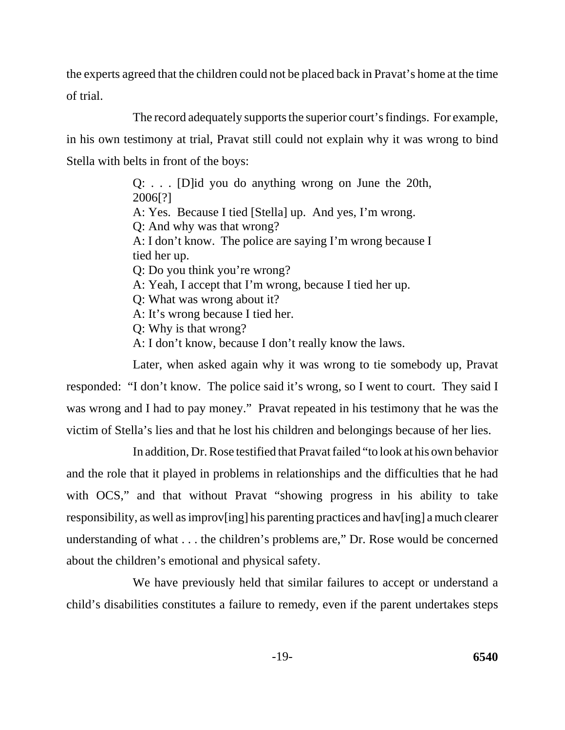the experts agreed that the children could not be placed back in Pravat's home at the time of trial.

The record adequately supports the superior court's findings. For example, in his own testimony at trial, Pravat still could not explain why it was wrong to bind Stella with belts in front of the boys:

> Q: . . . [D]id you do anything wrong on June the 20th, 2006[?]
> A: Yes. Because I tied [Stella] up. And yes, I'm wrong.
> Q: And why was that wrong?
> A: I don't know. The police are saying I'm wrong because I tied her up.
> Q: Do you think you're wrong?
> A: Yeah, I accept that I'm wrong, because I tied her up.
> Q: What was wrong about it?
> A: It's wrong because I tied her.
> Q: Why is that wrong?
> A: I don't know, because I don't really know the laws.

Later, when asked again why it was wrong to tie somebody up, Pravat responded: "I don't know. The police said it's wrong, so I went to court. They said I was wrong and I had to pay money." Pravat repeated in his testimony that he was the victim of Stella's lies and that he lost his children and belongings because of her lies.

In addition, Dr. Rose testified that Pravat failed "to look at his own behavior and the role that it played in problems in relationships and the difficulties that he had with OCS," and that without Pravat "showing progress in his ability to take responsibility, as well as improv[ing] his parenting practices and hav[ing] a much clearer understanding of what . . . the children's problems are," Dr. Rose would be concerned about the children's emotional and physical safety.

We have previously held that similar failures to accept or understand a child's disabilities constitutes a failure to remedy, even if the parent undertakes steps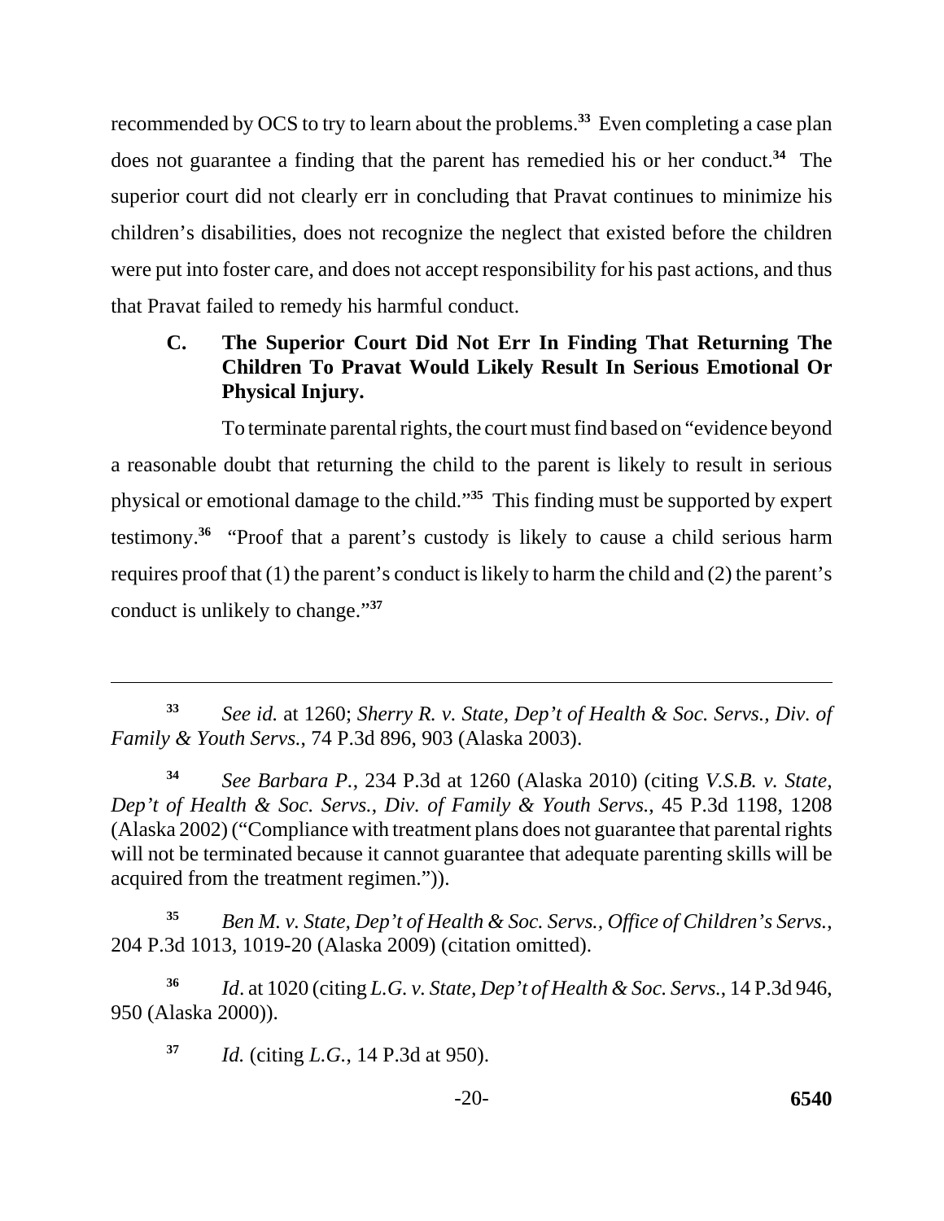recommended by OCS to try to learn about the problems.[33] Even completing a case plan does not guarantee a finding that the parent has remedied his or her conduct.[34] The superior court did not clearly err in concluding that Pravat continues to minimize his children's disabilities, does not recognize the neglect that existed before the children were put into foster care, and does not accept responsibility for his past actions, and thus that Pravat failed to remedy his harmful conduct.

### C. The Superior Court Did Not Err In Finding That Returning The Children To Pravat Would Likely Result In Serious Emotional Or Physical Injury.

To terminate parental rights, the court must find based on "evidence beyond a reasonable doubt that returning the child to the parent is likely to result in serious physical or emotional damage to the child."[35] This finding must be supported by expert testimony.[36] "Proof that a parent's custody is likely to cause a child serious harm requires proof that (1) the parent's conduct is likely to harm the child and (2) the parent's conduct is unlikely to change."[37]

---

[33] *See id.* at 1260; *Sherry R. v. State, Dep't of Health & Soc. Servs., Div. of Family & Youth Servs.*, 74 P.3d 896, 903 (Alaska 2003).

[34] *See Barbara P.*, 234 P.3d at 1260 (Alaska 2010) (citing *V.S.B. v. State, Dep't of Health & Soc. Servs., Div. of Family & Youth Servs.*, 45 P.3d 1198, 1208 (Alaska 2002) ("Compliance with treatment plans does not guarantee that parental rights will not be terminated because it cannot guarantee that adequate parenting skills will be acquired from the treatment regimen.")).

[35] *Ben M. v. State, Dep't of Health & Soc. Servs., Office of Children's Servs.*, 204 P.3d 1013, 1019-20 (Alaska 2009) (citation omitted).

[36] *Id*. at 1020 (citing *L.G. v. State, Dep't of Health & Soc. Servs.*, 14 P.3d 946, 950 (Alaska 2000)).

[37] *Id.* (citing *L.G.*, 14 P.3d at 950).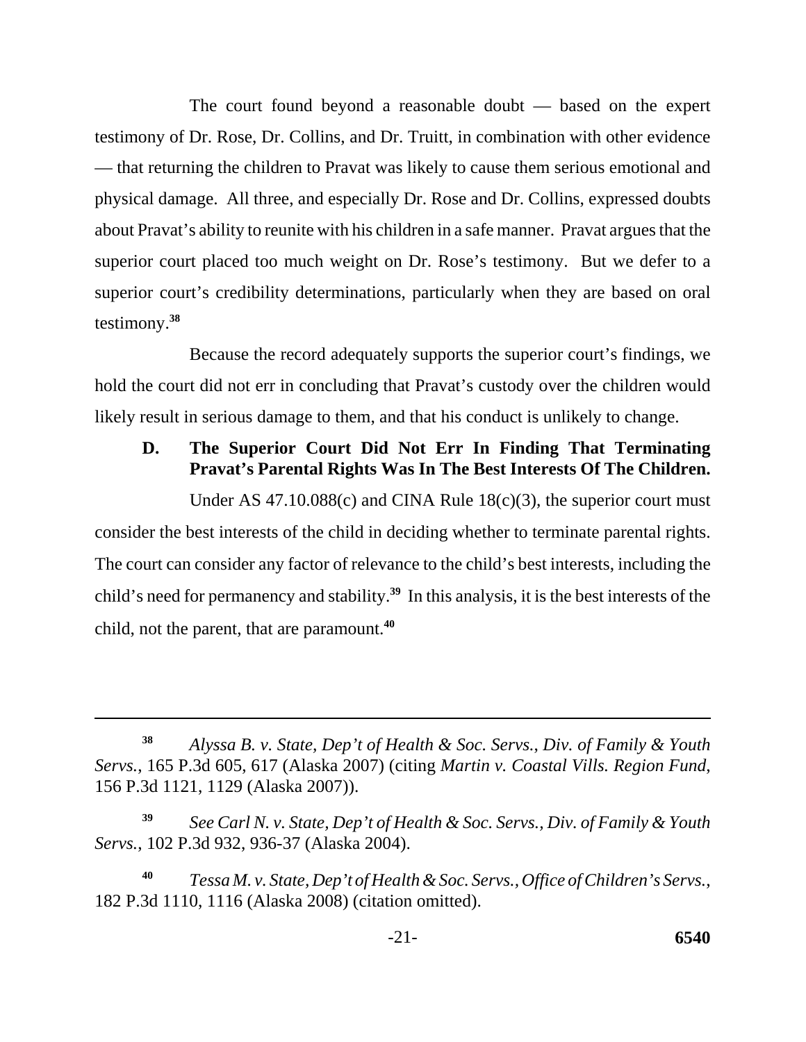The court found beyond a reasonable doubt — based on the expert testimony of Dr. Rose, Dr. Collins, and Dr. Truitt, in combination with other evidence — that returning the children to Pravat was likely to cause them serious emotional and physical damage. All three, and especially Dr. Rose and Dr. Collins, expressed doubts about Pravat's ability to reunite with his children in a safe manner. Pravat argues that the superior court placed too much weight on Dr. Rose's testimony. But we defer to a superior court's credibility determinations, particularly when they are based on oral testimony.[38]

Because the record adequately supports the superior court's findings, we hold the court did not err in concluding that Pravat's custody over the children would likely result in serious damage to them, and that his conduct is unlikely to change.

**D. The Superior Court Did Not Err In Finding That Terminating Pravat's Parental Rights Was In The Best Interests Of The Children.**

Under AS 47.10.088(c) and CINA Rule 18(c)(3), the superior court must consider the best interests of the child in deciding whether to terminate parental rights. The court can consider any factor of relevance to the child's best interests, including the child's need for permanency and stability.[39] In this analysis, it is the best interests of the child, not the parent, that are paramount.[40]

---

[38] *Alyssa B. v. State, Dep't of Health & Soc. Servs., Div. of Family & Youth Servs.*, 165 P.3d 605, 617 (Alaska 2007) (citing *Martin v. Coastal Vills. Region Fund*, 156 P.3d 1121, 1129 (Alaska 2007)).

[39] *See Carl N. v. State, Dep't of Health & Soc. Servs., Div. of Family & Youth Servs.*, 102 P.3d 932, 936-37 (Alaska 2004).

[40] *Tessa M. v. State, Dep't of Health & Soc. Servs., Office of Children's Servs.*, 182 P.3d 1110, 1116 (Alaska 2008) (citation omitted).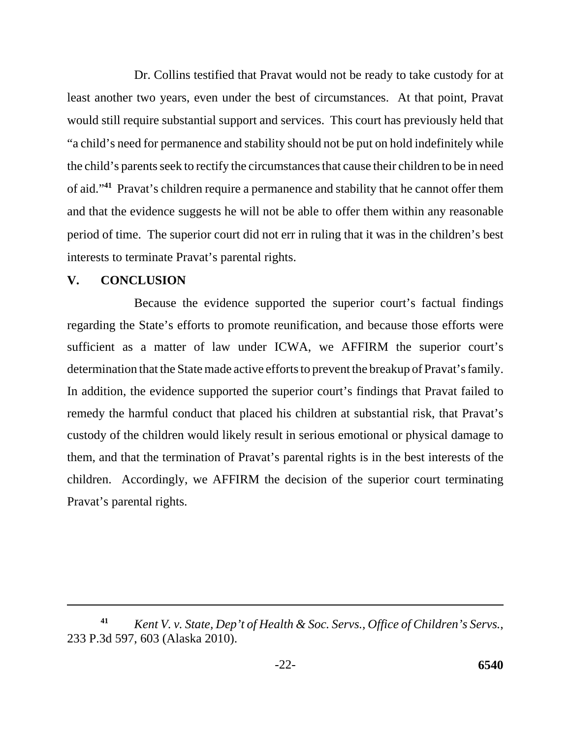Dr. Collins testified that Pravat would not be ready to take custody for at least another two years, even under the best of circumstances. At that point, Pravat would still require substantial support and services. This court has previously held that "a child's need for permanence and stability should not be put on hold indefinitely while the child's parents seek to rectify the circumstances that cause their children to be in need of aid."[41] Pravat's children require a permanence and stability that he cannot offer them and that the evidence suggests he will not be able to offer them within any reasonable period of time. The superior court did not err in ruling that it was in the children's best interests to terminate Pravat's parental rights.

## V. CONCLUSION

Because the evidence supported the superior court's factual findings regarding the State's efforts to promote reunification, and because those efforts were sufficient as a matter of law under ICWA, we AFFIRM the superior court's determination that the State made active efforts to prevent the breakup of Pravat's family. In addition, the evidence supported the superior court's findings that Pravat failed to remedy the harmful conduct that placed his children at substantial risk, that Pravat's custody of the children would likely result in serious emotional or physical damage to them, and that the termination of Pravat's parental rights is in the best interests of the children. Accordingly, we AFFIRM the decision of the superior court terminating Pravat's parental rights.

---

[41] *Kent V. v. State, Dep't of Health & Soc. Servs., Office of Children's Servs.*, 233 P.3d 597, 603 (Alaska 2010).